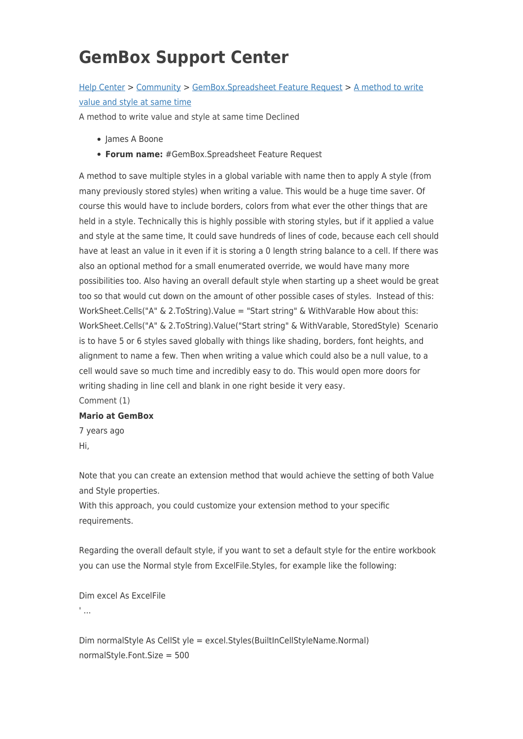# GemBox Support Center

[Help Center](#) > [Community](#) > [GemBox.Spreadsheet Feature Request](#) > [A method to write value and style at same time](#)

A method to write value and style at same time Declined

- James A Boone
- **Forum name:** #GemBox.Spreadsheet Feature Request

A method to save multiple styles in a global variable with name then to apply A style (from many previously stored styles) when writing a value. This would be a huge time saver. Of course this would have to include borders, colors from what ever the other things that are held in a style. Technically this is highly possible with storing styles, but if it applied a value and style at the same time, It could save hundreds of lines of code, because each cell should have at least an value in it even if it is storing a 0 length string balance to a cell. If there was also an optional method for a small enumerated override, we would have many more possibilities too. Also having an overall default style when starting up a sheet would be great too so that would cut down on the amount of other possible cases of styles. Instead of this: WorkSheet.Cells("A" & 2.ToString).Value = "Start string" & WithVarable How about this: WorkSheet.Cells("A" & 2.ToString).Value("Start string" & WithVarable, StoredStyle) Scenario is to have 5 or 6 styles saved globally with things like shading, borders, font heights, and alignment to name a few. Then when writing a value which could also be a null value, to a cell would save so much time and incredibly easy to do. This would open more doors for writing shading in line cell and blank in one right beside it very easy.

Comment (1)

**Mario at GemBox**

7 years ago

Hi,

Note that you can create an extension method that would achieve the setting of both Value and Style properties.

With this approach, you could customize your extension method to your specific requirements.

Regarding the overall default style, if you want to set a default style for the entire workbook you can use the Normal style from ExcelFile.Styles, for example like the following:

```
Dim excel As ExcelFile
' ...

Dim normalStyle As CellSt yle = excel.Styles(BuiltInCellStyleName.Normal)
normalStyle.Font.Size = 500
```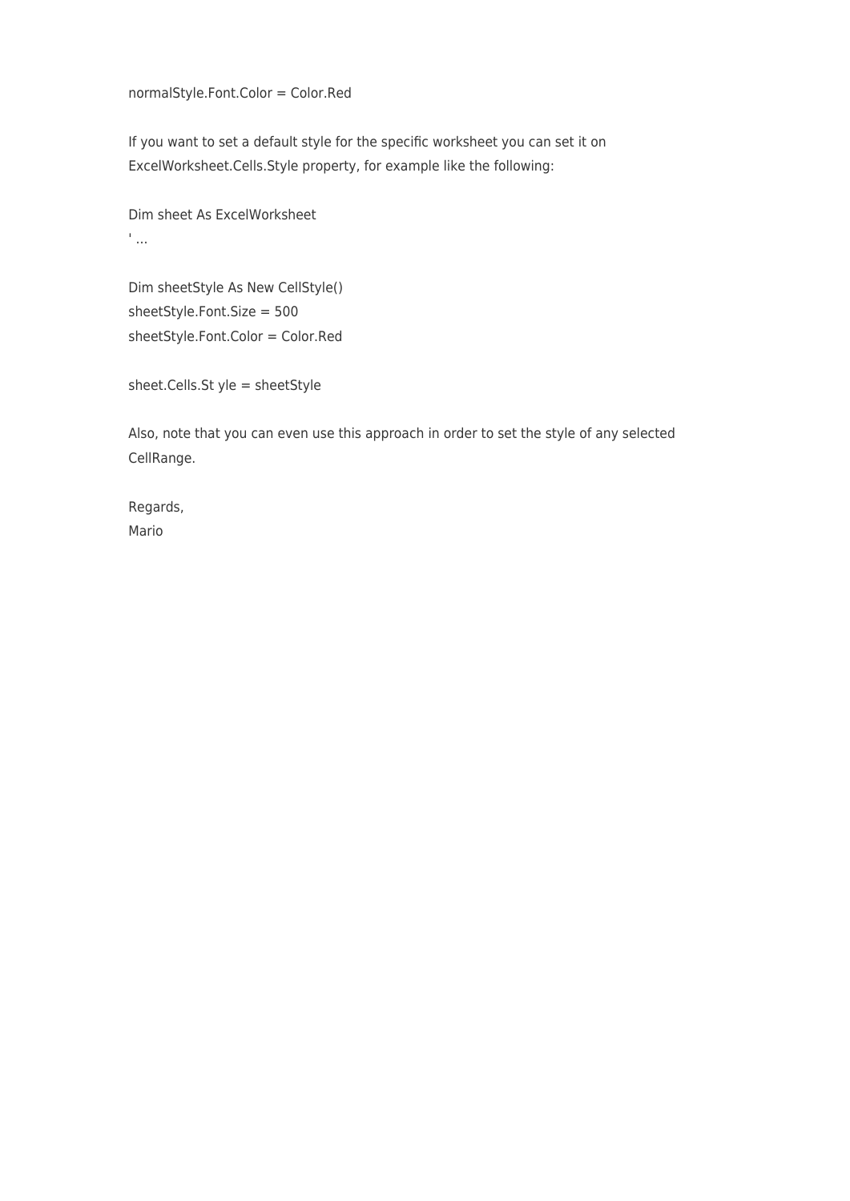```
normalStyle.Font.Color = Color.Red
```

If you want to set a default style for the specific worksheet you can set it on ExcelWorksheet.Cells.Style property, for example like the following:

```
Dim sheet As ExcelWorksheet
' ...

Dim sheetStyle As New CellStyle()
sheetStyle.Font.Size = 500
sheetStyle.Font.Color = Color.Red

sheet.Cells.St yle = sheetStyle
```

Also, note that you can even use this approach in order to set the style of any selected CellRange.

Regards,
Mario